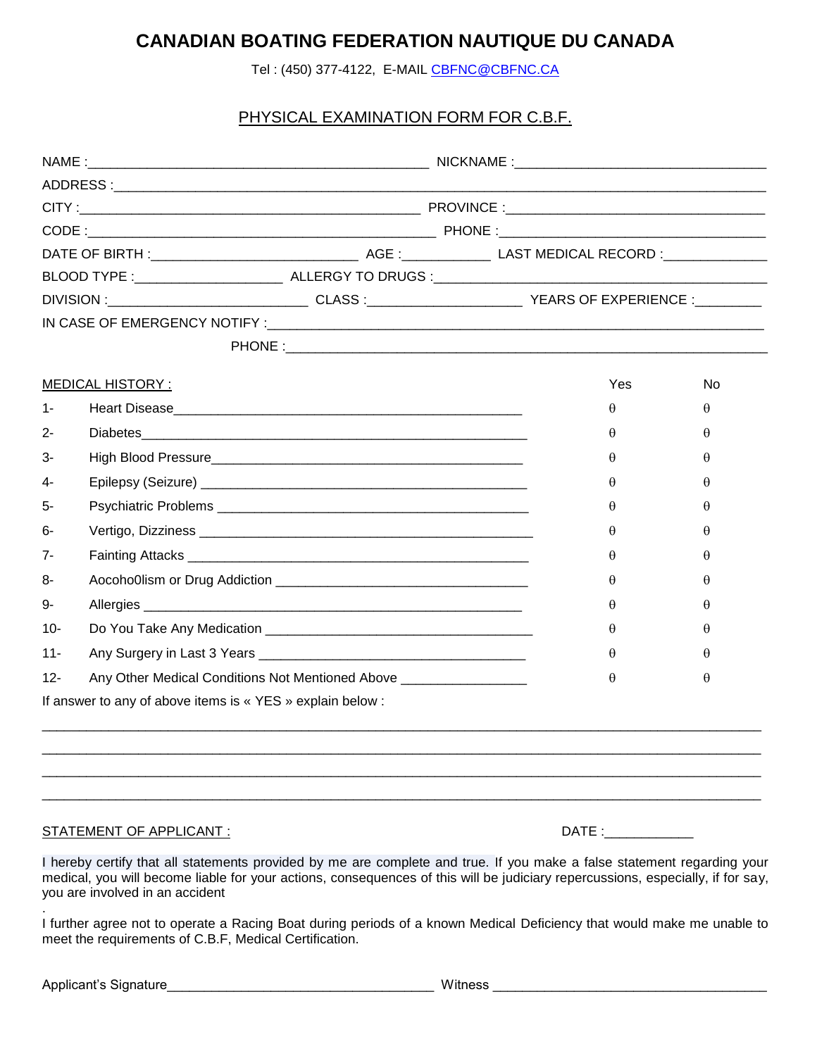# CANADIAN BOATING FEDERATION NAUTIQUE DU CANADA

Tel : (450) 377-4122, E-MAIL CBFNC@CBFNC.CA

## PHYSICAL EXAMINATION FORM FOR C.B.F.

NAME :_____________________________________________ NICKNAME :________________________________

ADDRESS :______________________________________________________________________________________

CITY :_____________________________________________ PROVINCE :________________________________

CODE :_____________________________________________ PHONE :___________________________________

DATE OF BIRTH :__________________________ AGE :___________ LAST MEDICAL RECORD :_____________

BLOOD TYPE :___________________ ALLERGY TO DRUGS :____________________________________________

DIVISION :__________________________ CLASS :___________________ YEARS OF EXPERIENCE :________

IN CASE OF EMERGENCY NOTIFY :________________________________________________________________

PHONE :_______________________________________________________________

| MEDICAL HISTORY : | | Yes | No |
|---|---|---|---|
| 1- | Heart Disease_____________________________________________ | θ | θ |
| 2- | Diabetes__________________________________________________ | θ | θ |
| 3- | High Blood Pressure_______________________________________ | θ | θ |
| 4- | Epilepsy (Seizure) _______________________________________ | θ | θ |
| 5- | Psychiatric Problems _____________________________________ | θ | θ |
| 6- | Vertigo, Dizziness _______________________________________ | θ | θ |
| 7- | Fainting Attacks _________________________________________ | θ | θ |
| 8- | Aocoho0lism or Drug Addiction ____________________________ | θ | θ |
| 9- | Allergies ________________________________________________ | θ | θ |
| 10- | Do You Take Any Medication _______________________________ | θ | θ |
| 11- | Any Surgery in Last 3 Years ______________________________ | θ | θ |
| 12- | Any Other Medical Conditions Not Mentioned Above _________ | θ | θ |

If answer to any of above items is « YES » explain below :

___________________________________________________________________________________________

___________________________________________________________________________________________

___________________________________________________________________________________________

___________________________________________________________________________________________

STATEMENT OF APPLICANT : DATE :____________

I hereby certify that all statements provided by me are complete and true. If you make a false statement regarding your medical, you will become liable for your actions, consequences of this will be judiciary repercussions, especially, if for say, you are involved in an accident

.

I further agree not to operate a Racing Boat during periods of a known Medical Deficiency that would make me unable to meet the requirements of C.B.F, Medical Certification.

Applicant's Signature__________________________________ Witness ____________________________________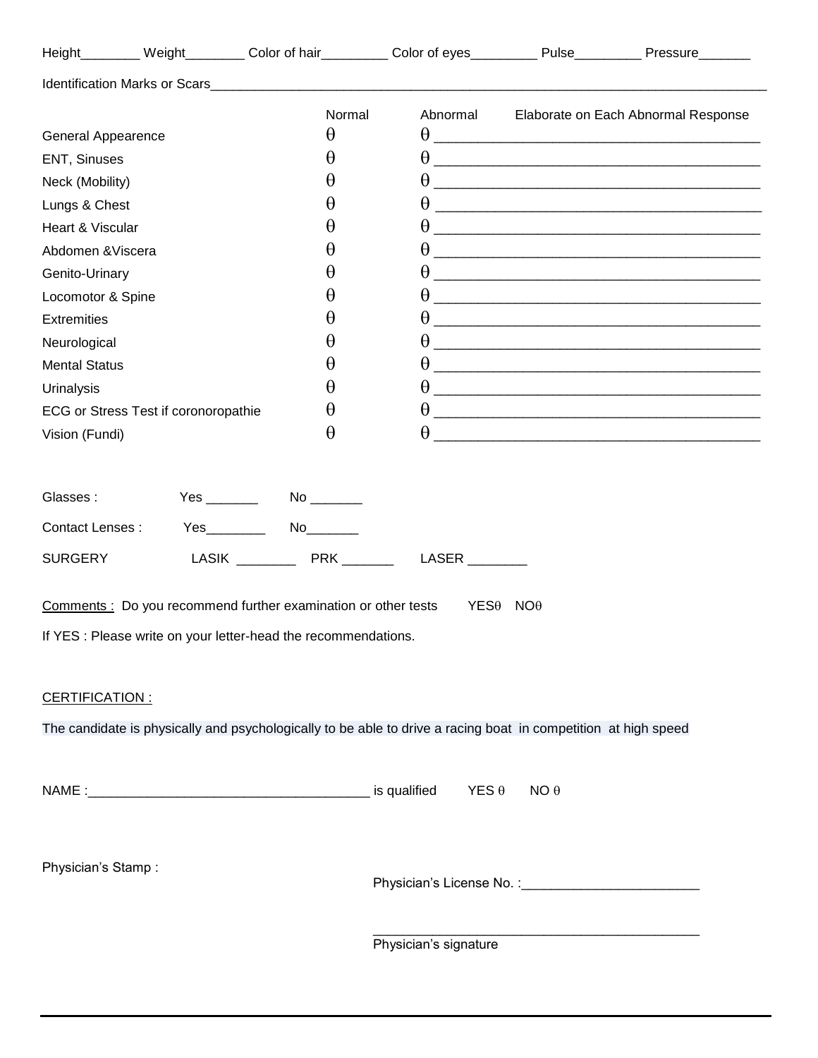Height________ Weight________ Color of hair_________ Color of eyes_________ Pulse_________ Pressure_______

Identification Marks or Scars_______________________________________________________________________

| | Normal | Abnormal | Elaborate on Each Abnormal Response |
|---|---|---|---|
| General Appearence | θ | θ | __________________________________________ |
| ENT, Sinuses | θ | θ | __________________________________________ |
| Neck (Mobility) | θ | θ | __________________________________________ |
| Lungs & Chest | θ | θ | __________________________________________ |
| Heart & Viscular | θ | θ | __________________________________________ |
| Abdomen &Viscera | θ | θ | __________________________________________ |
| Genito-Urinary | θ | θ | __________________________________________ |
| Locomotor & Spine | θ | θ | __________________________________________ |
| Extremities | θ | θ | __________________________________________ |
| Neurological | θ | θ | __________________________________________ |
| Mental Status | θ | θ | __________________________________________ |
| Urinalysis | θ | θ | __________________________________________ |
| ECG or Stress Test if coronoropathie | θ | θ | __________________________________________ |
| Vision (Fundi) | θ | θ | __________________________________________ |

Glasses : Yes _______ No _______

Contact Lenses : Yes________ No_______

SURGERY LASIK ________ PRK _______ LASER ________

Comments : Do you recommend further examination or other tests YESθ NOθ

If YES : Please write on your letter-head the recommendations.

CERTIFICATION :

The candidate is physically and psychologically to be able to drive a racing boat in competition at high speed

NAME :_____________________________________ is qualified YES θ NO θ

Physician's Stamp :

Physician's License No. :________________________

___________________________________________

Physician's signature